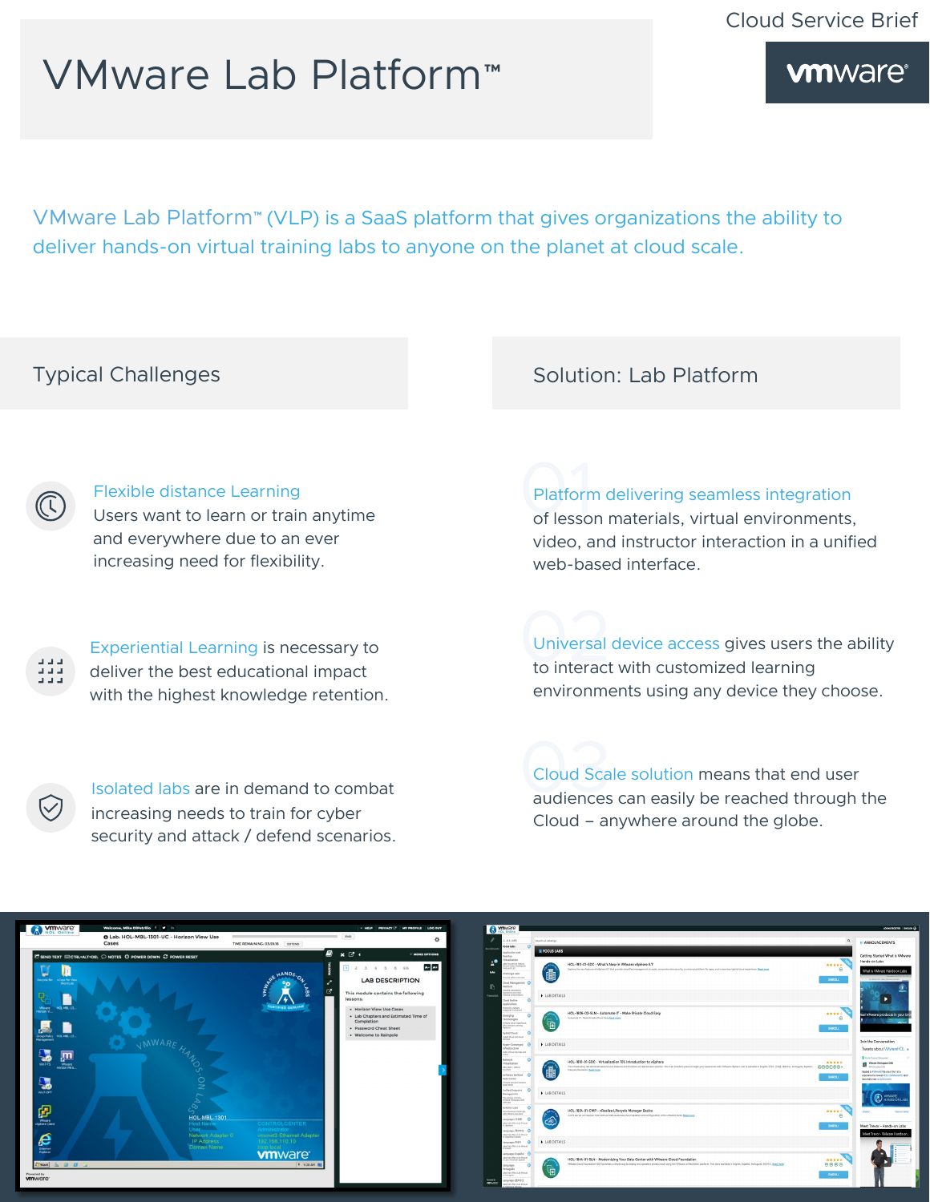Cloud Service Brief

# VMware Lab Platform™

VMware Lab Platform™ (VLP) is a SaaS platform that gives organizations the ability to deliver hands-on virtual training labs to anyone on the planet at cloud scale.

## Typical Challenges

**Flexible distance Learning**
Users want to learn or train anytime and everywhere due to an ever increasing need for flexibility.

**Experiential Learning** is necessary to deliver the best educational impact with the highest knowledge retention.

**Isolated labs** are in demand to combat increasing needs to train for cyber security and attack / defend scenarios.

## Solution: Lab Platform

01 **Platform delivering seamless integration** of lesson materials, virtual environments, video, and instructor interaction in a unified web-based interface.

02 **Universal device access** gives users the ability to interact with customized learning environments using any device they choose.

03 **Cloud Scale solution** means that end user audiences can easily be reached through the Cloud – anywhere around the globe.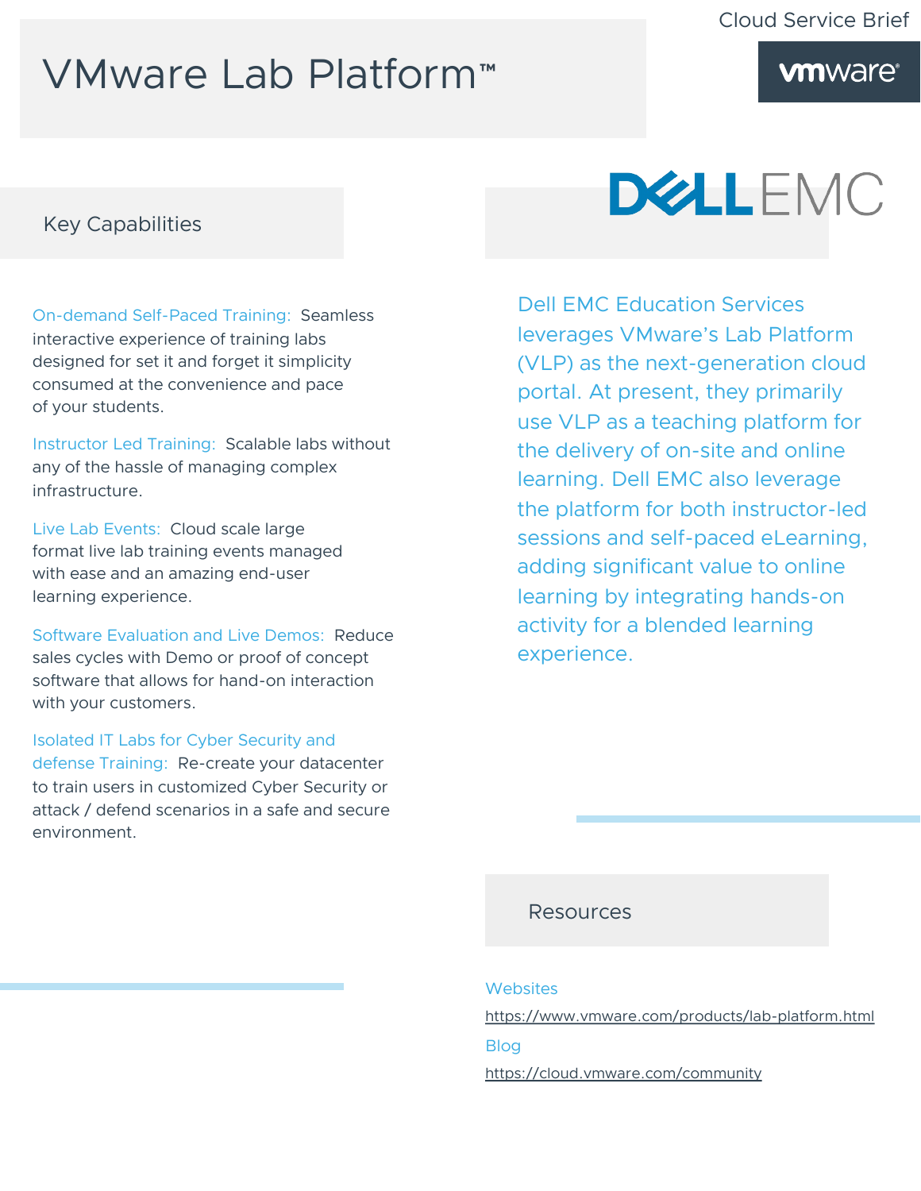Cloud Service Brief

# VMware Lab Platform™

## Key Capabilities

**On-demand Self-Paced Training:** Seamless interactive experience of training labs designed for set it and forget it simplicity consumed at the convenience and pace of your students.

**Instructor Led Training:** Scalable labs without any of the hassle of managing complex infrastructure.

**Live Lab Events:** Cloud scale large format live lab training events managed with ease and an amazing end-user learning experience.

**Software Evaluation and Live Demos:** Reduce sales cycles with Demo or proof of concept software that allows for hand-on interaction with your customers.

**Isolated IT Labs for Cyber Security and defense Training:** Re-create your datacenter to train users in customized Cyber Security or attack / defend scenarios in a safe and secure environment.

DELL EMC

Dell EMC Education Services leverages VMware's Lab Platform (VLP) as the next-generation cloud portal. At present, they primarily use VLP as a teaching platform for the delivery of on-site and online learning. Dell EMC also leverage the platform for both instructor-led sessions and self-paced eLearning, adding significant value to online learning by integrating hands-on activity for a blended learning experience.

## Resources

**Websites**

https://www.vmware.com/products/lab-platform.html

**Blog**

https://cloud.vmware.com/community